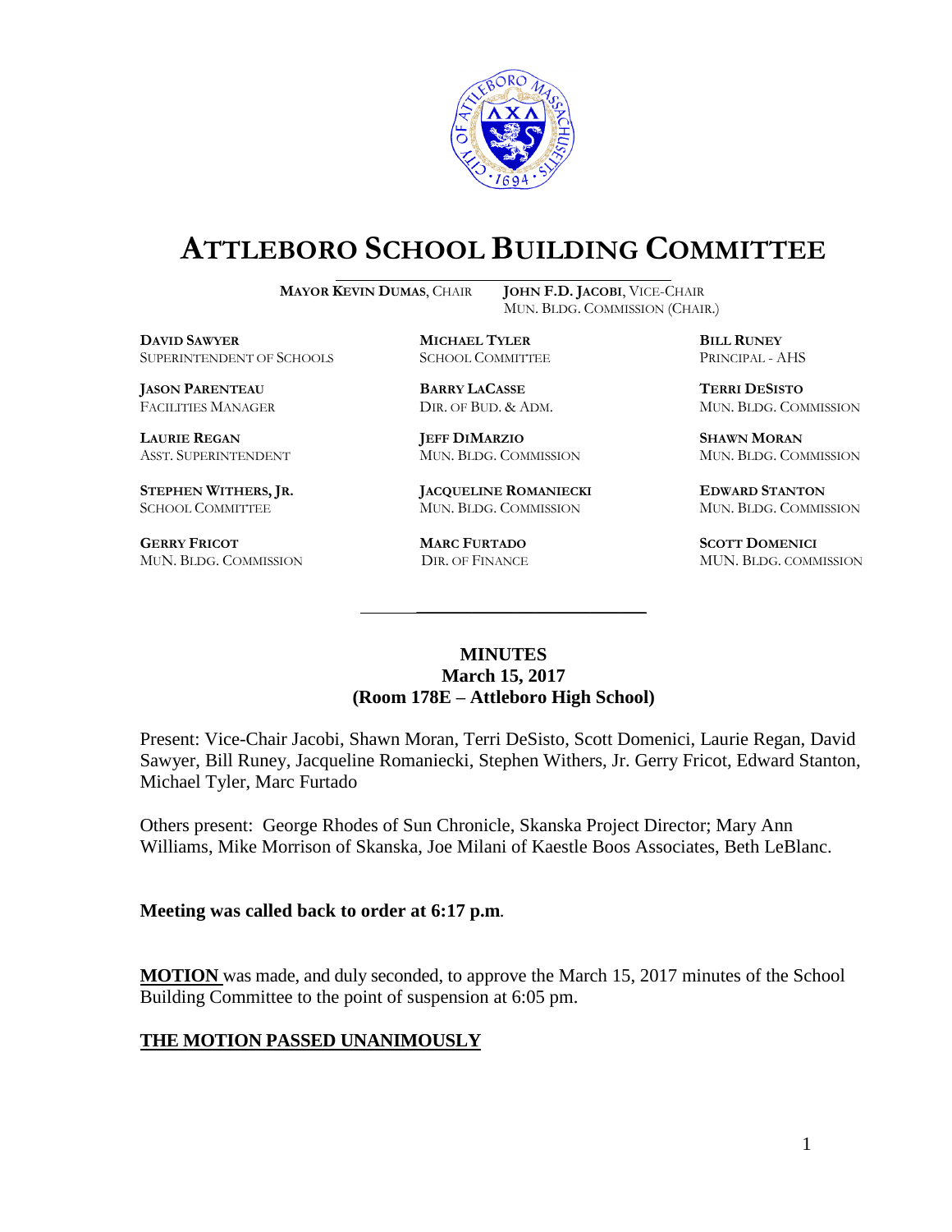# ATTLEBORO SCHOOL BUILDING COMMITTEE

**MAYOR KEVIN DUMAS**, CHAIR **JOHN F.D. JACOBI**, VICE-CHAIR
MUN. BLDG. COMMISSION (CHAIR.)

**DAVID SAWYER**
SUPERINTENDENT OF SCHOOLS

**MICHAEL TYLER**
SCHOOL COMMITTEE

**BILL RUNEY**
PRINCIPAL - AHS

**JASON PARENTEAU**
FACILITIES MANAGER

**BARRY LACASSE**
DIR. OF BUD. & ADM.

**TERRI DESISTO**
MUN. BLDG. COMMISSION

**LAURIE REGAN**
ASST. SUPERINTENDENT

**JEFF DIMARZIO**
MUN. BLDG. COMMISSION

**SHAWN MORAN**
MUN. BLDG. COMMISSION

**STEPHEN WITHERS, JR.**
SCHOOL COMMITTEE

**JACQUELINE ROMANIECKI**
MUN. BLDG. COMMISSION

**EDWARD STANTON**
MUN. BLDG. COMMISSION

**GERRY FRICOT**
MUN. BLDG. COMMISSION

**MARC FURTADO**
DIR. OF FINANCE

**SCOTT DOMENICI**
MUN. BLDG. COMMISSION

**MINUTES**
**March 15, 2017**
**(Room 178E – Attleboro High School)**

Present: Vice-Chair Jacobi, Shawn Moran, Terri DeSisto, Scott Domenici, Laurie Regan, David Sawyer, Bill Runey, Jacqueline Romaniecki, Stephen Withers, Jr. Gerry Fricot, Edward Stanton, Michael Tyler, Marc Furtado

Others present: George Rhodes of Sun Chronicle, Skanska Project Director; Mary Ann Williams, Mike Morrison of Skanska, Joe Milani of Kaestle Boos Associates, Beth LeBlanc.

**Meeting was called back to order at 6:17 p.m.**

**MOTION** was made, and duly seconded, to approve the March 15, 2017 minutes of the School Building Committee to the point of suspension at 6:05 pm.

**THE MOTION PASSED UNANIMOUSLY**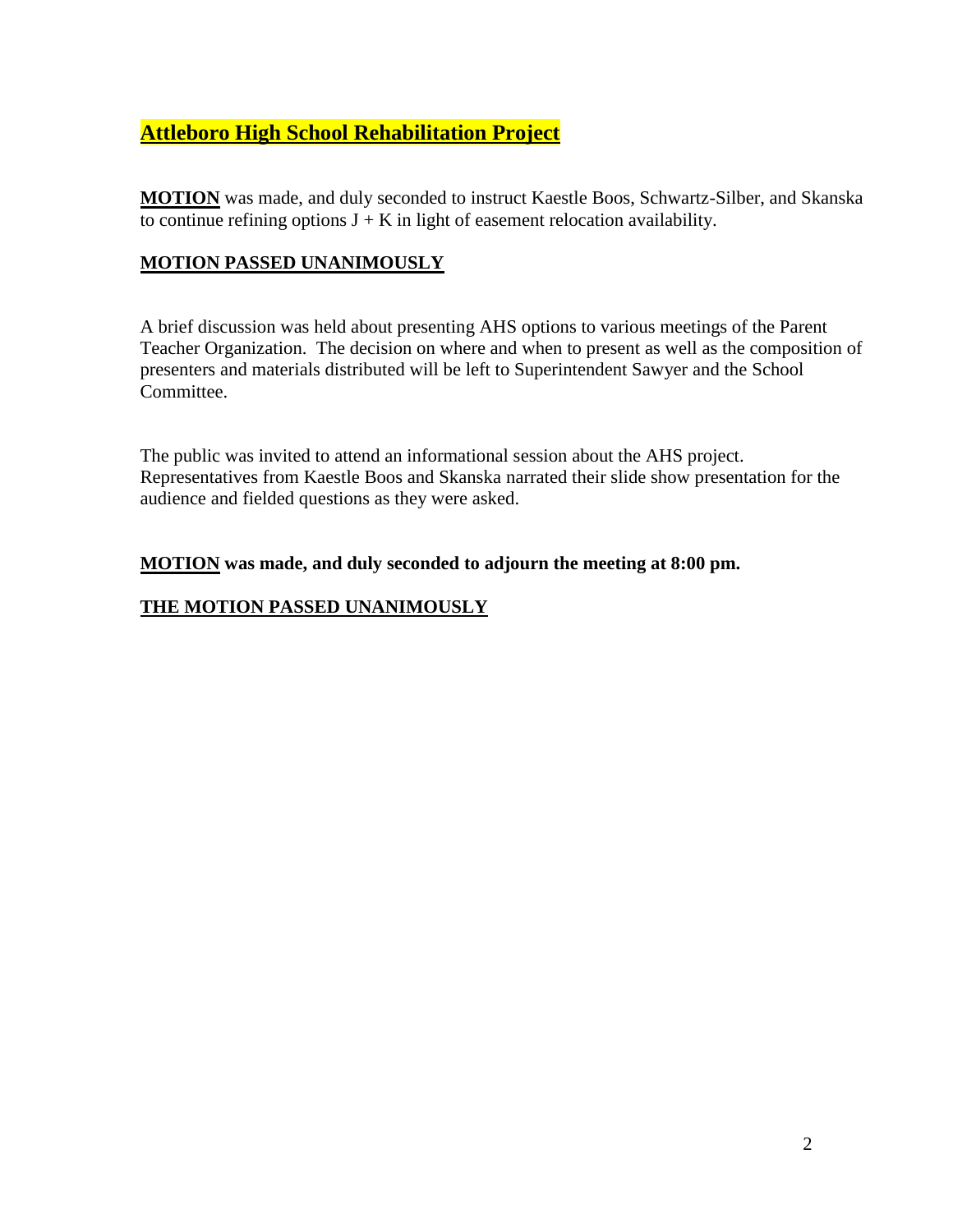## Attleboro High School Rehabilitation Project

**MOTION** was made, and duly seconded to instruct Kaestle Boos, Schwartz-Silber, and Skanska to continue refining options J + K in light of easement relocation availability.

**MOTION PASSED UNANIMOUSLY**

A brief discussion was held about presenting AHS options to various meetings of the Parent Teacher Organization. The decision on where and when to present as well as the composition of presenters and materials distributed will be left to Superintendent Sawyer and the School Committee.

The public was invited to attend an informational session about the AHS project. Representatives from Kaestle Boos and Skanska narrated their slide show presentation for the audience and fielded questions as they were asked.

**MOTION was made, and duly seconded to adjourn the meeting at 8:00 pm.**

**THE MOTION PASSED UNANIMOUSLY**